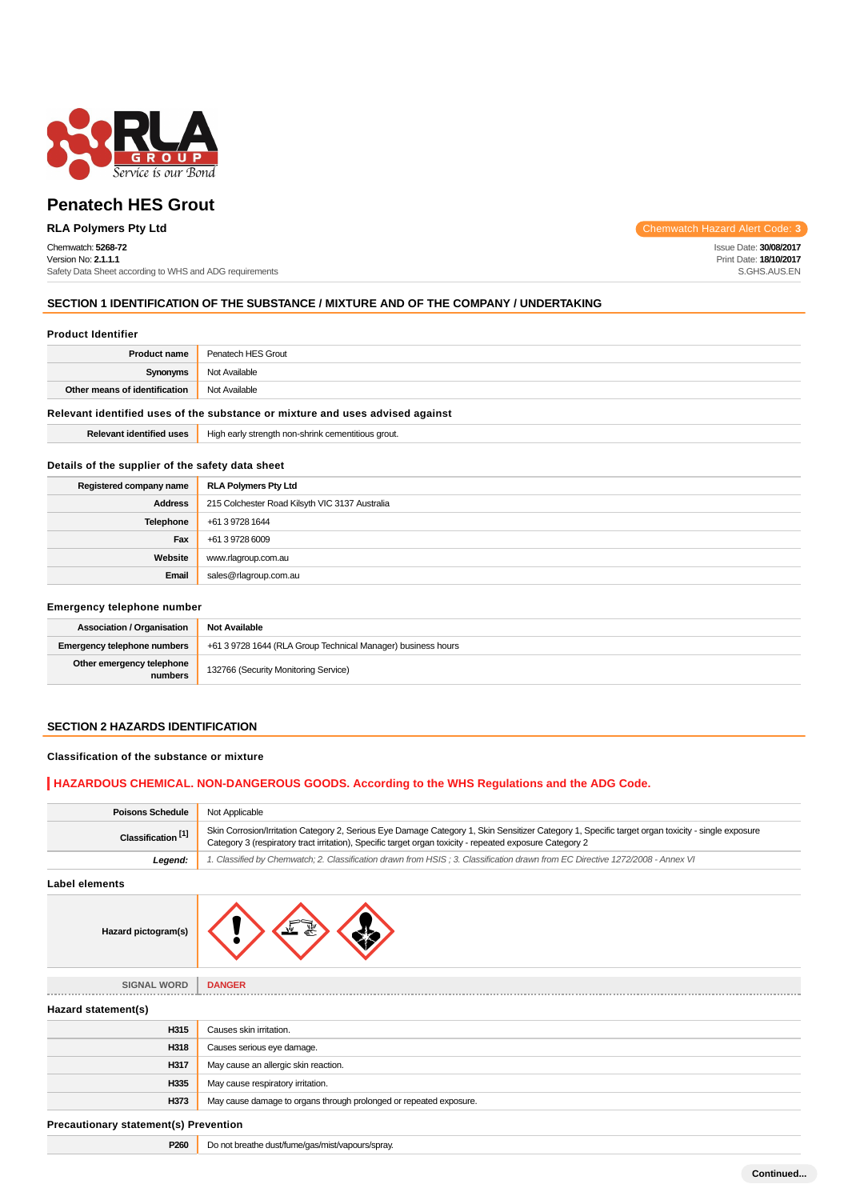# Penatech HES Grout

**RLA Polymers Pty Ltd**

Chemwatch Hazard Alert Code: **3**

Chemwatch: **5268-72**
Version No: **2.1.1.1**
Safety Data Sheet according to WHS and ADG requirements

Issue Date: **30/08/2017**
Print Date: **18/10/2017**
S.GHS.AUS.EN

## SECTION 1 IDENTIFICATION OF THE SUBSTANCE / MIXTURE AND OF THE COMPANY / UNDERTAKING

### Product Identifier

| | |
|---|---|
| **Product name** | Penatech HES Grout |
| **Synonyms** | Not Available |
| **Other means of identification** | Not Available |

### Relevant identified uses of the substance or mixture and uses advised against

| | |
|---|---|
| **Relevant identified uses** | High early strength non-shrink cementitious grout. |

### Details of the supplier of the safety data sheet

| | |
|---|---|
| **Registered company name** | **RLA Polymers Pty Ltd** |
| **Address** | 215 Colchester Road Kilsyth VIC 3137 Australia |
| **Telephone** | +61 3 9728 1644 |
| **Fax** | +61 3 9728 6009 |
| **Website** | www.rlagroup.com.au |
| **Email** | sales@rlagroup.com.au |

### Emergency telephone number

| | |
|---|---|
| **Association / Organisation** | **Not Available** |
| **Emergency telephone numbers** | +61 3 9728 1644 (RLA Group Technical Manager) business hours |
| **Other emergency telephone numbers** | 132766 (Security Monitoring Service) |

## SECTION 2 HAZARDS IDENTIFICATION

### Classification of the substance or mixture

**HAZARDOUS CHEMICAL. NON-DANGEROUS GOODS. According to the WHS Regulations and the ADG Code.**

| | |
|---|---|
| **Poisons Schedule** | Not Applicable |
| **Classification [1]** | Skin Corrosion/Irritation Category 2, Serious Eye Damage Category 1, Skin Sensitizer Category 1, Specific target organ toxicity - single exposure Category 3 (respiratory tract irritation), Specific target organ toxicity - repeated exposure Category 2 |
| ***Legend:*** | *1. Classified by Chemwatch; 2. Classification drawn from HSIS ; 3. Classification drawn from EC Directive 1272/2008 - Annex VI* |

### Label elements

| | |
|---|---|
| **Hazard pictogram(s)** | |
| SIGNAL WORD | **DANGER** |

### Hazard statement(s)

| | |
|---|---|
| **H315** | Causes skin irritation. |
| **H318** | Causes serious eye damage. |
| **H317** | May cause an allergic skin reaction. |
| **H335** | May cause respiratory irritation. |
| **H373** | May cause damage to organs through prolonged or repeated exposure. |

### Precautionary statement(s) Prevention

| | |
|---|---|
| **P260** | Do not breathe dust/fume/gas/mist/vapours/spray. |

**Continued...**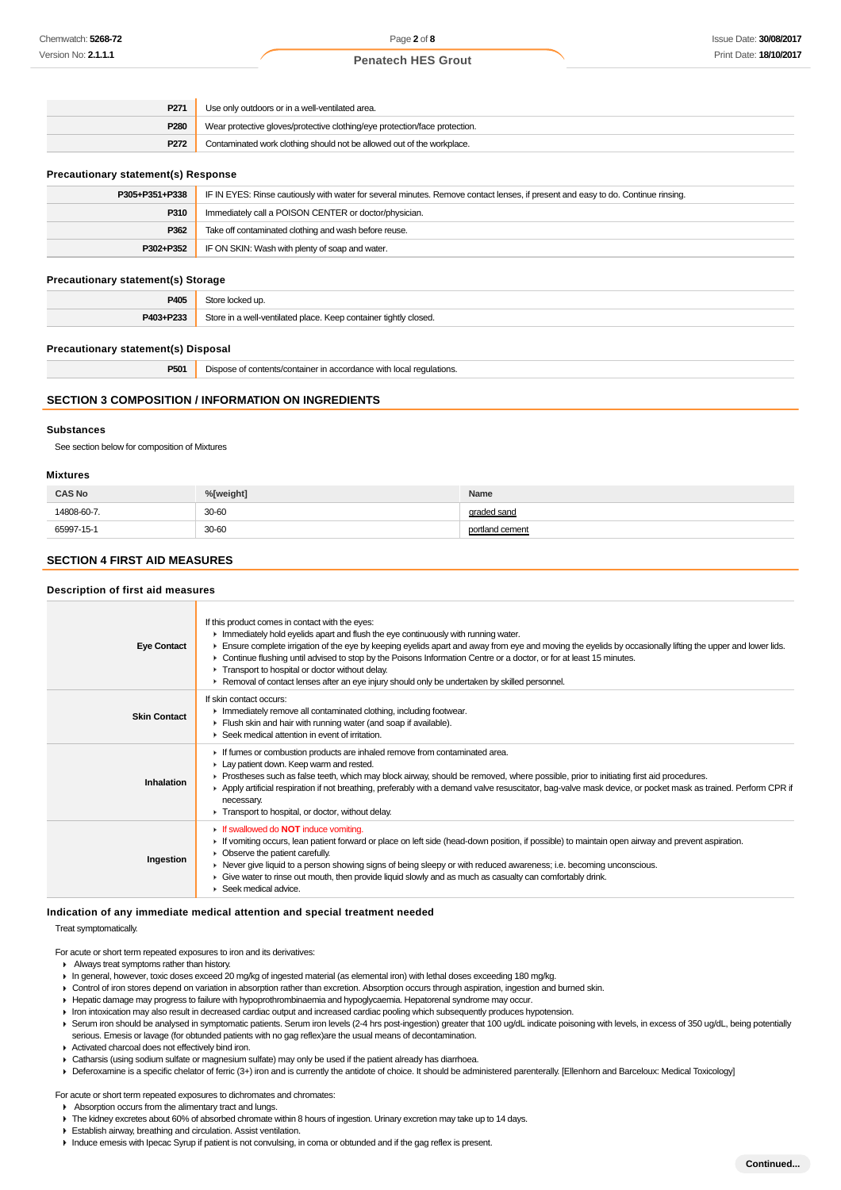| | |
|---|---|
| **P271** | Use only outdoors or in a well-ventilated area. |
| **P280** | Wear protective gloves/protective clothing/eye protection/face protection. |
| **P272** | Contaminated work clothing should not be allowed out of the workplace. |

### Precautionary statement(s) Response

| | |
|---|---|
| **P305+P351+P338** | IF IN EYES: Rinse cautiously with water for several minutes. Remove contact lenses, if present and easy to do. Continue rinsing. |
| **P310** | Immediately call a POISON CENTER or doctor/physician. |
| **P362** | Take off contaminated clothing and wash before reuse. |
| **P302+P352** | IF ON SKIN: Wash with plenty of soap and water. |

### Precautionary statement(s) Storage

| | |
|---|---|
| **P405** | Store locked up. |
| **P403+P233** | Store in a well-ventilated place. Keep container tightly closed. |

### Precautionary statement(s) Disposal

| | |
|---|---|
| **P501** | Dispose of contents/container in accordance with local regulations. |

## SECTION 3 COMPOSITION / INFORMATION ON INGREDIENTS

### Substances

See section below for composition of Mixtures

### Mixtures

| CAS No | %[weight] | Name |
|---|---|---|
| 14808-60-7. | 30-60 | graded sand |
| 65997-15-1 | 30-60 | portland cement |

## SECTION 4 FIRST AID MEASURES

### Description of first aid measures

| | |
|---|---|
| **Eye Contact** | If this product comes in contact with the eyes:<br>▸ Immediately hold eyelids apart and flush the eye continuously with running water.<br>▸ Ensure complete irrigation of the eye by keeping eyelids apart and away from eye and moving the eyelids by occasionally lifting the upper and lower lids.<br>▸ Continue flushing until advised to stop by the Poisons Information Centre or a doctor, or for at least 15 minutes.<br>▸ Transport to hospital or doctor without delay.<br>▸ Removal of contact lenses after an eye injury should only be undertaken by skilled personnel. |
| **Skin Contact** | If skin contact occurs:<br>▸ Immediately remove all contaminated clothing, including footwear.<br>▸ Flush skin and hair with running water (and soap if available).<br>▸ Seek medical attention in event of irritation. |
| **Inhalation** | ▸ If fumes or combustion products are inhaled remove from contaminated area.<br>▸ Lay patient down. Keep warm and rested.<br>▸ Prostheses such as false teeth, which may block airway, should be removed, where possible, prior to initiating first aid procedures.<br>▸ Apply artificial respiration if not breathing, preferably with a demand valve resuscitator, bag-valve mask device, or pocket mask as trained. Perform CPR if necessary.<br>▸ Transport to hospital, or doctor, without delay. |
| **Ingestion** | ▸ If swallowed do **NOT** induce vomiting.<br>▸ If vomiting occurs, lean patient forward or place on left side (head-down position, if possible) to maintain open airway and prevent aspiration.<br>▸ Observe the patient carefully.<br>▸ Never give liquid to a person showing signs of being sleepy or with reduced awareness; i.e. becoming unconscious.<br>▸ Give water to rinse out mouth, then provide liquid slowly and as much as casualty can comfortably drink.<br>▸ Seek medical advice. |

### Indication of any immediate medical attention and special treatment needed

Treat symptomatically.

For acute or short term repeated exposures to iron and its derivatives:

- Always treat symptoms rather than history.
- In general, however, toxic doses exceed 20 mg/kg of ingested material (as elemental iron) with lethal doses exceeding 180 mg/kg.
- Control of iron stores depend on variation in absorption rather than excretion. Absorption occurs through aspiration, ingestion and burned skin.
- Hepatic damage may progress to failure with hypoprothrombinaemia and hypoglycaemia. Hepatorenal syndrome may occur.
- Iron intoxication may also result in decreased cardiac output and increased cardiac pooling which subsequently produces hypotension.
- Serum iron should be analysed in symptomatic patients. Serum iron levels (2-4 hrs post-ingestion) greater that 100 ug/dL indicate poisoning with levels, in excess of 350 ug/dL, being potentially serious. Emesis or lavage (for obtunded patients with no gag reflex)are the usual means of decontamination.
- Activated charcoal does not effectively bind iron.
- Catharsis (using sodium sulfate or magnesium sulfate) may only be used if the patient already has diarrhoea.
- Deferoxamine is a specific chelator of ferric (3+) iron and is currently the antidote of choice. It should be administered parenterally. [Ellenhorn and Barceloux: Medical Toxicology]

For acute or short term repeated exposures to dichromates and chromates:

- Absorption occurs from the alimentary tract and lungs.
- The kidney excretes about 60% of absorbed chromate within 8 hours of ingestion. Urinary excretion may take up to 14 days.
- Establish airway, breathing and circulation. Assist ventilation.
- Induce emesis with Ipecac Syrup if patient is not convulsing, in coma or obtunded and if the gag reflex is present.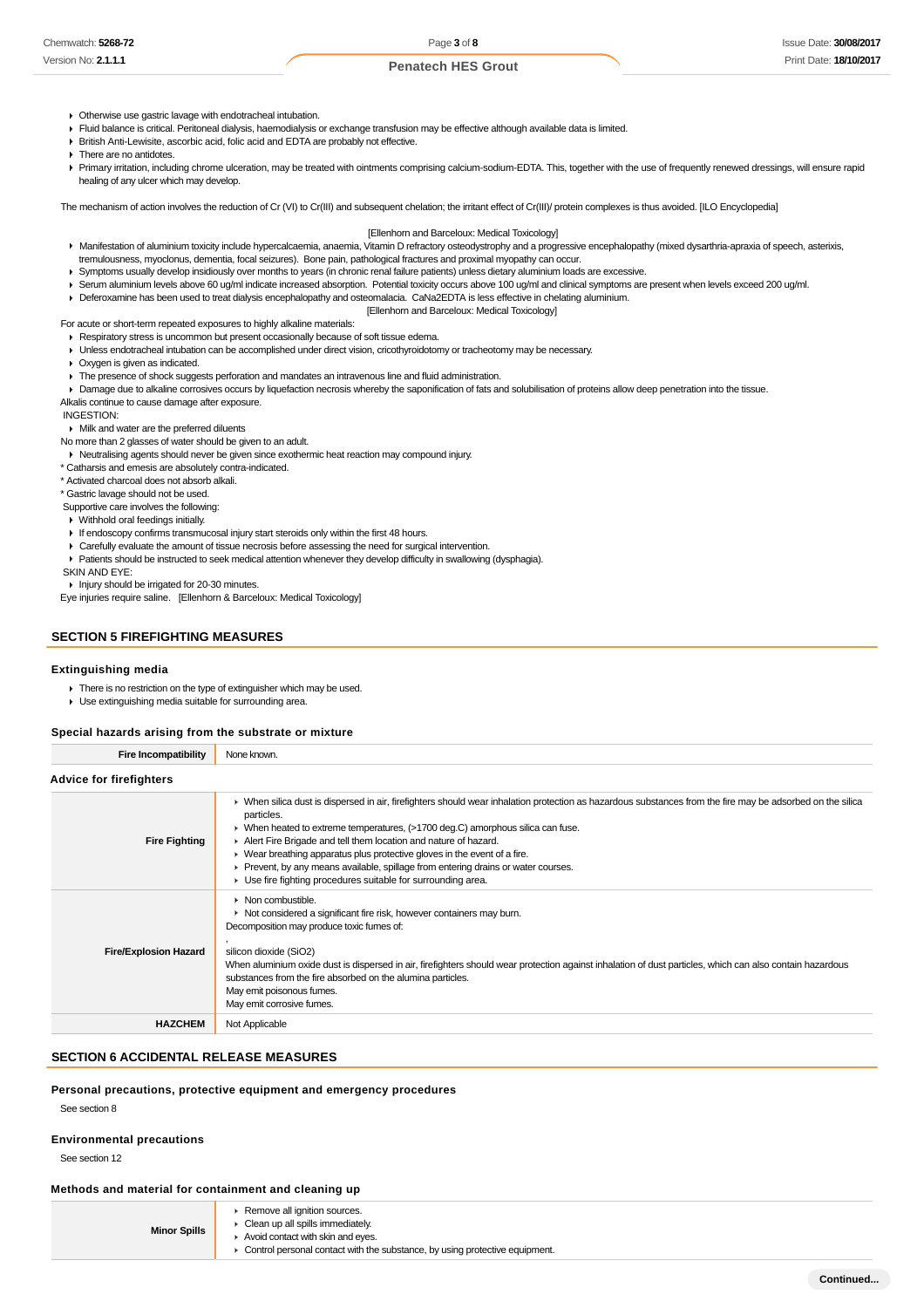- Otherwise use gastric lavage with endotracheal intubation.
- Fluid balance is critical. Peritoneal dialysis, haemodialysis or exchange transfusion may be effective although available data is limited.
- British Anti-Lewisite, ascorbic acid, folic acid and EDTA are probably not effective.
- There are no antidotes.
- Primary irritation, including chrome ulceration, may be treated with ointments comprising calcium-sodium-EDTA. This, together with the use of frequently renewed dressings, will ensure rapid healing of any ulcer which may develop.

The mechanism of action involves the reduction of Cr (VI) to Cr(III) and subsequent chelation; the irritant effect of Cr(III)/ protein complexes is thus avoided. [ILO Encyclopedia]

[Ellenhorn and Barceloux: Medical Toxicology]

- Manifestation of aluminium toxicity include hypercalcaemia, anaemia, Vitamin D refractory osteodystrophy and a progressive encephalopathy (mixed dysarthria-apraxia of speech, asterixis, tremulousness, myoclonus, dementia, focal seizures). Bone pain, pathological fractures and proximal myopathy can occur.
- Symptoms usually develop insidiously over months to years (in chronic renal failure patients) unless dietary aluminium loads are excessive.
- Serum aluminium levels above 60 ug/ml indicate increased absorption. Potential toxicity occurs above 100 ug/ml and clinical symptoms are present when levels exceed 200 ug/ml.
- Deferoxamine has been used to treat dialysis encephalopathy and osteomalacia. CaNa2EDTA is less effective in chelating aluminium.

[Ellenhorn and Barceloux: Medical Toxicology]

For acute or short-term repeated exposures to highly alkaline materials:

- Respiratory stress is uncommon but present occasionally because of soft tissue edema.
- Unless endotracheal intubation can be accomplished under direct vision, cricothyroidotomy or tracheotomy may be necessary.
- Oxygen is given as indicated.
- The presence of shock suggests perforation and mandates an intravenous line and fluid administration.
- Damage due to alkaline corrosives occurs by liquefaction necrosis whereby the saponification of fats and solubilisation of proteins allow deep penetration into the tissue.

Alkalis continue to cause damage after exposure.

INGESTION:

- Milk and water are the preferred diluents

No more than 2 glasses of water should be given to an adult.

- Neutralising agents should never be given since exothermic heat reaction may compound injury.

* Catharsis and emesis are absolutely contra-indicated.
* Activated charcoal does not absorb alkali.
* Gastric lavage should not be used.

Supportive care involves the following:

- Withhold oral feedings initially.
- If endoscopy confirms transmucosal injury start steroids only within the first 48 hours.
- Carefully evaluate the amount of tissue necrosis before assessing the need for surgical intervention.
- Patients should be instructed to seek medical attention whenever they develop difficulty in swallowing (dysphagia).

SKIN AND EYE:

- Injury should be irrigated for 20-30 minutes.

Eye injuries require saline. [Ellenhorn & Barceloux: Medical Toxicology]

## SECTION 5 FIREFIGHTING MEASURES

### Extinguishing media

- There is no restriction on the type of extinguisher which may be used.
- Use extinguishing media suitable for surrounding area.

### Special hazards arising from the substrate or mixture

| | |
|---|---|
| **Fire Incompatibility** | None known. |

### Advice for firefighters

| | |
|---|---|
| **Fire Fighting** | ▸ When silica dust is dispersed in air, firefighters should wear inhalation protection as hazardous substances from the fire may be adsorbed on the silica particles.<br>▸ When heated to extreme temperatures, (>1700 deg.C) amorphous silica can fuse.<br>▸ Alert Fire Brigade and tell them location and nature of hazard.<br>▸ Wear breathing apparatus plus protective gloves in the event of a fire.<br>▸ Prevent, by any means available, spillage from entering drains or water courses.<br>▸ Use fire fighting procedures suitable for surrounding area. |
| **Fire/Explosion Hazard** | ▸ Non combustible.<br>▸ Not considered a significant fire risk, however containers may burn.<br>Decomposition may produce toxic fumes of:<br>,<br>silicon dioxide ($SiO_2$)<br>When aluminium oxide dust is dispersed in air, firefighters should wear protection against inhalation of dust particles, which can also contain hazardous substances from the fire absorbed on the alumina particles.<br>May emit poisonous fumes.<br>May emit corrosive fumes. |
| **HAZCHEM** | Not Applicable |

## SECTION 6 ACCIDENTAL RELEASE MEASURES

### Personal precautions, protective equipment and emergency procedures

See section 8

### Environmental precautions

See section 12

### Methods and material for containment and cleaning up

| | |
|---|---|
| **Minor Spills** | ▸ Remove all ignition sources.<br>▸ Clean up all spills immediately.<br>▸ Avoid contact with skin and eyes.<br>▸ Control personal contact with the substance, by using protective equipment. |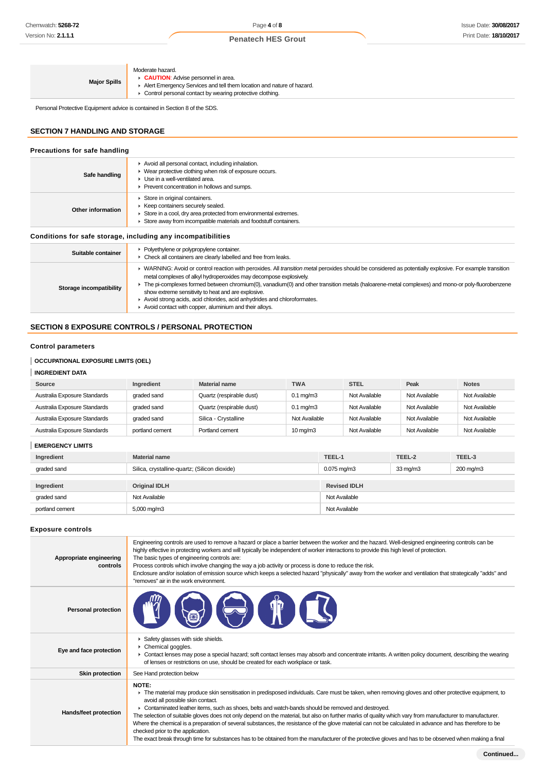| | |
|---|---|
| **Major Spills** | Moderate hazard.<br>▸ **CAUTION**: Advise personnel in area.<br>▸ Alert Emergency Services and tell them location and nature of hazard.<br>▸ Control personal contact by wearing protective clothing. |

Personal Protective Equipment advice is contained in Section 8 of the SDS.

## SECTION 7 HANDLING AND STORAGE

### Precautions for safe handling

| | |
|---|---|
| **Safe handling** | ▸ Avoid all personal contact, including inhalation.<br>▸ Wear protective clothing when risk of exposure occurs.<br>▸ Use in a well-ventilated area.<br>▸ Prevent concentration in hollows and sumps. |
| **Other information** | ▸ Store in original containers.<br>▸ Keep containers securely sealed.<br>▸ Store in a cool, dry area protected from environmental extremes.<br>▸ Store away from incompatible materials and foodstuff containers. |

### Conditions for safe storage, including any incompatibilities

| | |
|---|---|
| **Suitable container** | ▸ Polyethylene or polypropylene container.<br>▸ Check all containers are clearly labelled and free from leaks. |
| **Storage incompatibility** | ▸ WARNING: Avoid or control reaction with peroxides. All *transition metal* peroxides should be considered as potentially explosive. For example transition metal complexes of alkyl hydroperoxides may decompose explosively.<br>▸ The pi-complexes formed between chromium(0), vanadium(0) and other transition metals (haloarene-metal complexes) and mono-or poly-fluorobenzene show extreme sensitivity to heat and are explosive.<br>▸ Avoid strong acids, acid chlorides, acid anhydrides and chloroformates.<br>▸ Avoid contact with copper, aluminium and their alloys. |

## SECTION 8 EXPOSURE CONTROLS / PERSONAL PROTECTION

### Control parameters

**OCCUPATIONAL EXPOSURE LIMITS (OEL)**

**INGREDIENT DATA**

| Source | Ingredient | Material name | TWA | STEL | Peak | Notes |
|---|---|---|---|---|---|---|
| Australia Exposure Standards | graded sand | Quartz (respirable dust) | 0.1 mg/m3 | Not Available | Not Available | Not Available |
| Australia Exposure Standards | graded sand | Quartz (respirable dust) | 0.1 mg/m3 | Not Available | Not Available | Not Available |
| Australia Exposure Standards | graded sand | Silica - Crystalline | Not Available | Not Available | Not Available | Not Available |
| Australia Exposure Standards | portland cement | Portland cement | 10 mg/m3 | Not Available | Not Available | Not Available |

**EMERGENCY LIMITS**

| Ingredient | Material name | TEEL-1 | TEEL-2 | TEEL-3 |
|---|---|---|---|---|
| graded sand | Silica, crystalline-quartz; (Silicon dioxide) | 0.075 mg/m3 | 33 mg/m3 | 200 mg/m3 |

| Ingredient | Original IDLH | Revised IDLH |
|---|---|---|
| graded sand | Not Available | Not Available |
| portland cement | 5,000 mg/m3 | Not Available |

### Exposure controls

| | |
|---|---|
| **Appropriate engineering controls** | Engineering controls are used to remove a hazard or place a barrier between the worker and the hazard. Well-designed engineering controls can be highly effective in protecting workers and will typically be independent of worker interactions to provide this high level of protection.<br>The basic types of engineering controls are:<br>Process controls which involve changing the way a job activity or process is done to reduce the risk.<br>Enclosure and/or isolation of emission source which keeps a selected hazard "physically" away from the worker and ventilation that strategically "adds" and "removes" air in the work environment. |
| **Personal protection** | |
| **Eye and face protection** | ▸ Safety glasses with side shields.<br>▸ Chemical goggles.<br>▸ Contact lenses may pose a special hazard; soft contact lenses may absorb and concentrate irritants. A written policy document, describing the wearing of lenses or restrictions on use, should be created for each workplace or task. |
| **Skin protection** | See Hand protection below |
| **Hands/feet protection** | **NOTE:**<br>▸ The material may produce skin sensitisation in predisposed individuals. Care must be taken, when removing gloves and other protective equipment, to avoid all possible skin contact.<br>▸ Contaminated leather items, such as shoes, belts and watch-bands should be removed and destroyed.<br>The selection of suitable gloves does not only depend on the material, but also on further marks of quality which vary from manufacturer to manufacturer. Where the chemical is a preparation of several substances, the resistance of the glove material can not be calculated in advance and has therefore to be checked prior to the application.<br>The exact break through time for substances has to be obtained from the manufacturer of the protective gloves and has to be observed when making a final |

**Continued...**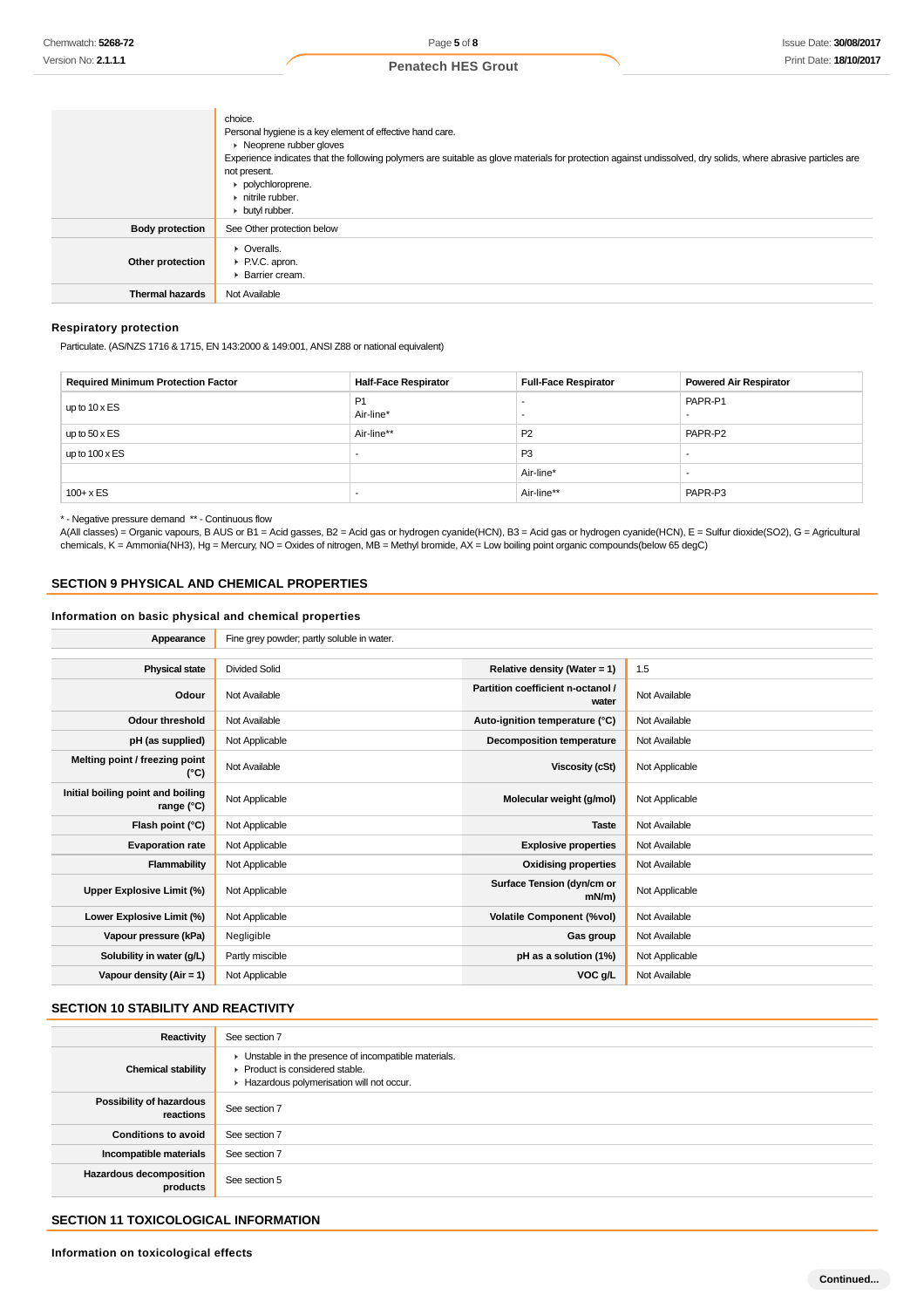| | |
|---|---|
| | choice.<br>Personal hygiene is a key element of effective hand care.<br>▸ Neoprene rubber gloves<br>Experience indicates that the following polymers are suitable as glove materials for protection against undissolved, dry solids, where abrasive particles are not present.<br>▸ polychloroprene.<br>▸ nitrile rubber.<br>▸ butyl rubber. |
| **Body protection** | See Other protection below |
| **Other protection** | ▸ Overalls.<br>▸ P.V.C. apron.<br>▸ Barrier cream. |
| **Thermal hazards** | Not Available |

### Respiratory protection

Particulate. (AS/NZS 1716 & 1715, EN 143:2000 & 149:001, ANSI Z88 or national equivalent)

| Required Minimum Protection Factor | Half-Face Respirator | Full-Face Respirator | Powered Air Respirator |
|---|---|---|---|
| up to 10 x ES | P1<br>Air-line* | -<br>- | PAPR-P1<br>- |
| up to 50 x ES | Air-line** | P2 | PAPR-P2 |
| up to 100 x ES | - | P3 | - |
| | | Air-line* | - |
| 100+ x ES | - | Air-line** | PAPR-P3 |

* - Negative pressure demand ** - Continuous flow
A(All classes) = Organic vapours, B AUS or B1 = Acid gasses, B2 = Acid gas or hydrogen cyanide(HCN), B3 = Acid gas or hydrogen cyanide(HCN), E = Sulfur dioxide(SO2), G = Agricultural chemicals, K = Ammonia(NH3), Hg = Mercury, NO = Oxides of nitrogen, MB = Methyl bromide, AX = Low boiling point organic compounds(below 65 degC)

## SECTION 9 PHYSICAL AND CHEMICAL PROPERTIES

### Information on basic physical and chemical properties

| | | | |
|---|---|---|---|
| **Appearance** | Fine grey powder; partly soluble in water. | | |
| **Physical state** | Divided Solid | **Relative density (Water = 1)** | 1.5 |
| **Odour** | Not Available | **Partition coefficient n-octanol / water** | Not Available |
| **Odour threshold** | Not Available | **Auto-ignition temperature (°C)** | Not Available |
| **pH (as supplied)** | Not Applicable | **Decomposition temperature** | Not Available |
| **Melting point / freezing point (°C)** | Not Available | **Viscosity (cSt)** | Not Applicable |
| **Initial boiling point and boiling range (°C)** | Not Applicable | **Molecular weight (g/mol)** | Not Applicable |
| **Flash point (°C)** | Not Applicable | **Taste** | Not Available |
| **Evaporation rate** | Not Applicable | **Explosive properties** | Not Available |
| **Flammability** | Not Applicable | **Oxidising properties** | Not Available |
| **Upper Explosive Limit (%)** | Not Applicable | **Surface Tension (dyn/cm or mN/m)** | Not Applicable |
| **Lower Explosive Limit (%)** | Not Applicable | **Volatile Component (%vol)** | Not Available |
| **Vapour pressure (kPa)** | Negligible | **Gas group** | Not Available |
| **Solubility in water (g/L)** | Partly miscible | **pH as a solution (1%)** | Not Applicable |
| **Vapour density (Air = 1)** | Not Applicable | **VOC g/L** | Not Available |

## SECTION 10 STABILITY AND REACTIVITY

| | |
|---|---|
| **Reactivity** | See section 7 |
| **Chemical stability** | ▸ Unstable in the presence of incompatible materials.<br>▸ Product is considered stable.<br>▸ Hazardous polymerisation will not occur. |
| **Possibility of hazardous reactions** | See section 7 |
| **Conditions to avoid** | See section 7 |
| **Incompatible materials** | See section 7 |
| **Hazardous decomposition products** | See section 5 |

## SECTION 11 TOXICOLOGICAL INFORMATION

### Information on toxicological effects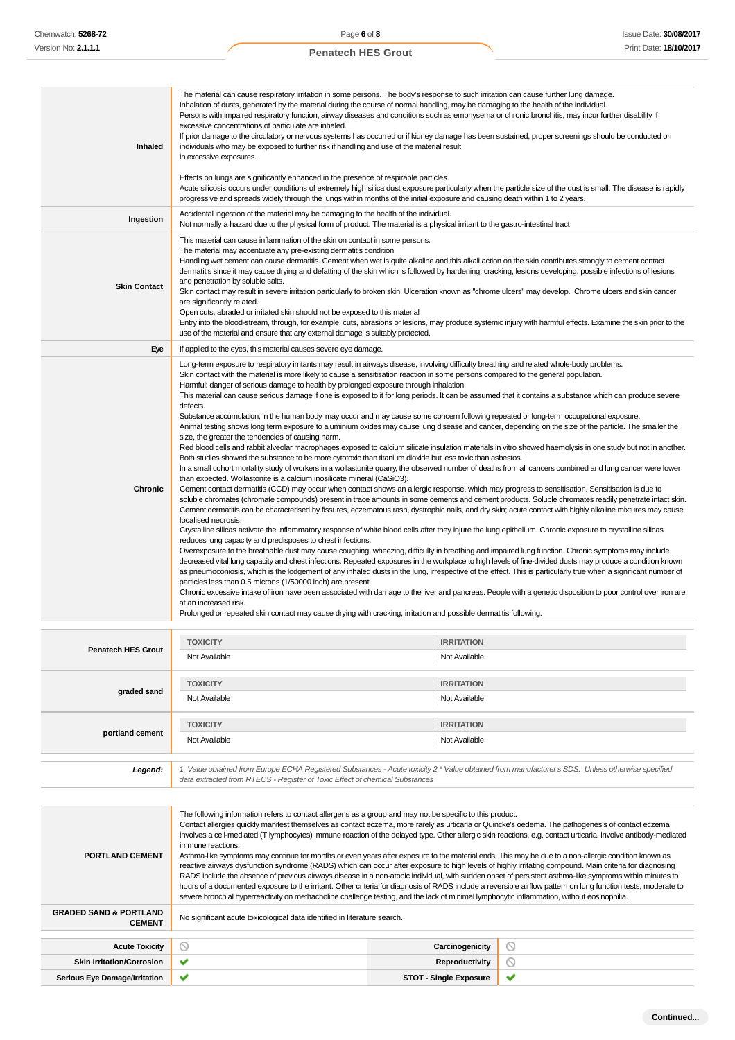| | |
|---|---|
| **Inhaled** | The material can cause respiratory irritation in some persons. The body's response to such irritation can cause further lung damage.<br>Inhalation of dusts, generated by the material during the course of normal handling, may be damaging to the health of the individual.<br>Persons with impaired respiratory function, airway diseases and conditions such as emphysema or chronic bronchitis, may incur further disability if excessive concentrations of particulate are inhaled.<br>If prior damage to the circulatory or nervous systems has occurred or if kidney damage has been sustained, proper screenings should be conducted on individuals who may be exposed to further risk if handling and use of the material result in excessive exposures.<br><br>Effects on lungs are significantly enhanced in the presence of respirable particles.<br>Acute silicosis occurs under conditions of extremely high silica dust exposure particularly when the particle size of the dust is small. The disease is rapidly progressive and spreads widely through the lungs within months of the initial exposure and causing death within 1 to 2 years. |
| **Ingestion** | Accidental ingestion of the material may be damaging to the health of the individual.<br>Not normally a hazard due to the physical form of product. The material is a physical irritant to the gastro-intestinal tract |
| **Skin Contact** | This material can cause inflammation of the skin on contact in some persons.<br>The material may accentuate any pre-existing dermatitis condition<br>Handling wet cement can cause dermatitis. Cement when wet is quite alkaline and this alkali action on the skin contributes strongly to cement contact dermatitis since it may cause drying and defatting of the skin which is followed by hardening, cracking, lesions developing, possible infections of lesions and penetration by soluble salts.<br>Skin contact may result in severe irritation particularly to broken skin. Ulceration known as "chrome ulcers" may develop. Chrome ulcers and skin cancer are significantly related.<br>Open cuts, abraded or irritated skin should not be exposed to this material<br>Entry into the blood-stream, through, for example, cuts, abrasions or lesions, may produce systemic injury with harmful effects. Examine the skin prior to the use of the material and ensure that any external damage is suitably protected. |
| **Eye** | If applied to the eyes, this material causes severe eye damage. |
| **Chronic** | Long-term exposure to respiratory irritants may result in airways disease, involving difficulty breathing and related whole-body problems.<br>Skin contact with the material is more likely to cause a sensitisation reaction in some persons compared to the general population.<br>Harmful: danger of serious damage to health by prolonged exposure through inhalation.<br>This material can cause serious damage if one is exposed to it for long periods. It can be assumed that it contains a substance which can produce severe defects.<br>Substance accumulation, in the human body, may occur and may cause some concern following repeated or long-term occupational exposure.<br>Animal testing shows long term exposure to aluminium oxides may cause lung disease and cancer, depending on the size of the particle. The smaller the size, the greater the tendencies of causing harm.<br>Red blood cells and rabbit alveolar macrophages exposed to calcium silicate insulation materials in vitro showed haemolysis in one study but not in another. Both studies showed the substance to be more cytotoxic than titanium dioxide but less toxic than asbestos.<br>In a small cohort mortality study of workers in a wollastonite quarry, the observed number of deaths from all cancers combined and lung cancer were lower than expected. Wollastonite is a calcium inosilicate mineral ($CaSiO_3$).<br>Cement contact dermatitis (CCD) may occur when contact shows an allergic response, which may progress to sensitisation. Sensitisation is due to soluble chromates (chromate compounds) present in trace amounts in some cements and cement products. Soluble chromates readily penetrate intact skin. Cement dermatitis can be characterised by fissures, eczematous rash, dystrophic nails, and dry skin; acute contact with highly alkaline mixtures may cause localised necrosis.<br>Crystalline silicas activate the inflammatory response of white blood cells after they injure the lung epithelium. Chronic exposure to crystalline silicas reduces lung capacity and predisposes to chest infections.<br>Overexposure to the breathable dust may cause coughing, wheezing, difficulty in breathing and impaired lung function. Chronic symptoms may include decreased vital lung capacity and chest infections. Repeated exposures in the workplace to high levels of fine-divided dusts may produce a condition known as pneumoconiosis, which is the lodgement of any inhaled dusts in the lung, irrespective of the effect. This is particularly true when a significant number of particles less than 0.5 microns (1/50000 inch) are present.<br>Chronic excessive intake of iron have been associated with damage to the liver and pancreas. People with a genetic disposition to poor control over iron are at an increased risk.<br>Prolonged or repeated skin contact may cause drying with cracking, irritation and possible dermatitis following. |

| | TOXICITY | IRRITATION |
|---|---|---|
| **Penatech HES Grout** | Not Available | Not Available |
| **graded sand** | Not Available | Not Available |
| **portland cement** | Not Available | Not Available |

***Legend:*** *1. Value obtained from Europe ECHA Registered Substances - Acute toxicity 2.\* Value obtained from manufacturer's SDS. Unless otherwise specified data extracted from RTECS - Register of Toxic Effect of chemical Substances*

| | |
|---|---|
| **PORTLAND CEMENT** | The following information refers to contact allergens as a group and may not be specific to this product.<br>Contact allergies quickly manifest themselves as contact eczema, more rarely as urticaria or Quincke's oedema. The pathogenesis of contact eczema involves a cell-mediated (T lymphocytes) immune reaction of the delayed type. Other allergic skin reactions, e.g. contact urticaria, involve antibody-mediated immune reactions.<br>Asthma-like symptoms may continue for months or even years after exposure to the material ends. This may be due to a non-allergic condition known as reactive airways dysfunction syndrome (RADS) which can occur after exposure to high levels of highly irritating compound. Main criteria for diagnosing RADS include the absence of previous airways disease in a non-atopic individual, with sudden onset of persistent asthma-like symptoms within minutes to hours of a documented exposure to the irritant. Other criteria for diagnosis of RADS include a reversible airflow pattern on lung function tests, moderate to severe bronchial hyperreactivity on methacholine challenge testing, and the lack of minimal lymphocytic inflammation, without eosinophilia. |
| **GRADED SAND & PORTLAND CEMENT** | No significant acute toxicological data identified in literature search. |

| | | | |
|---|---|---|---|
| **Acute Toxicity** | ⃠ | **Carcinogenicity** | ⃠ |
| **Skin Irritation/Corrosion** | ✔ | **Reproductivity** | ⃠ |
| **Serious Eye Damage/Irritation** | ✔ | **STOT - Single Exposure** | ✔ |

Continued...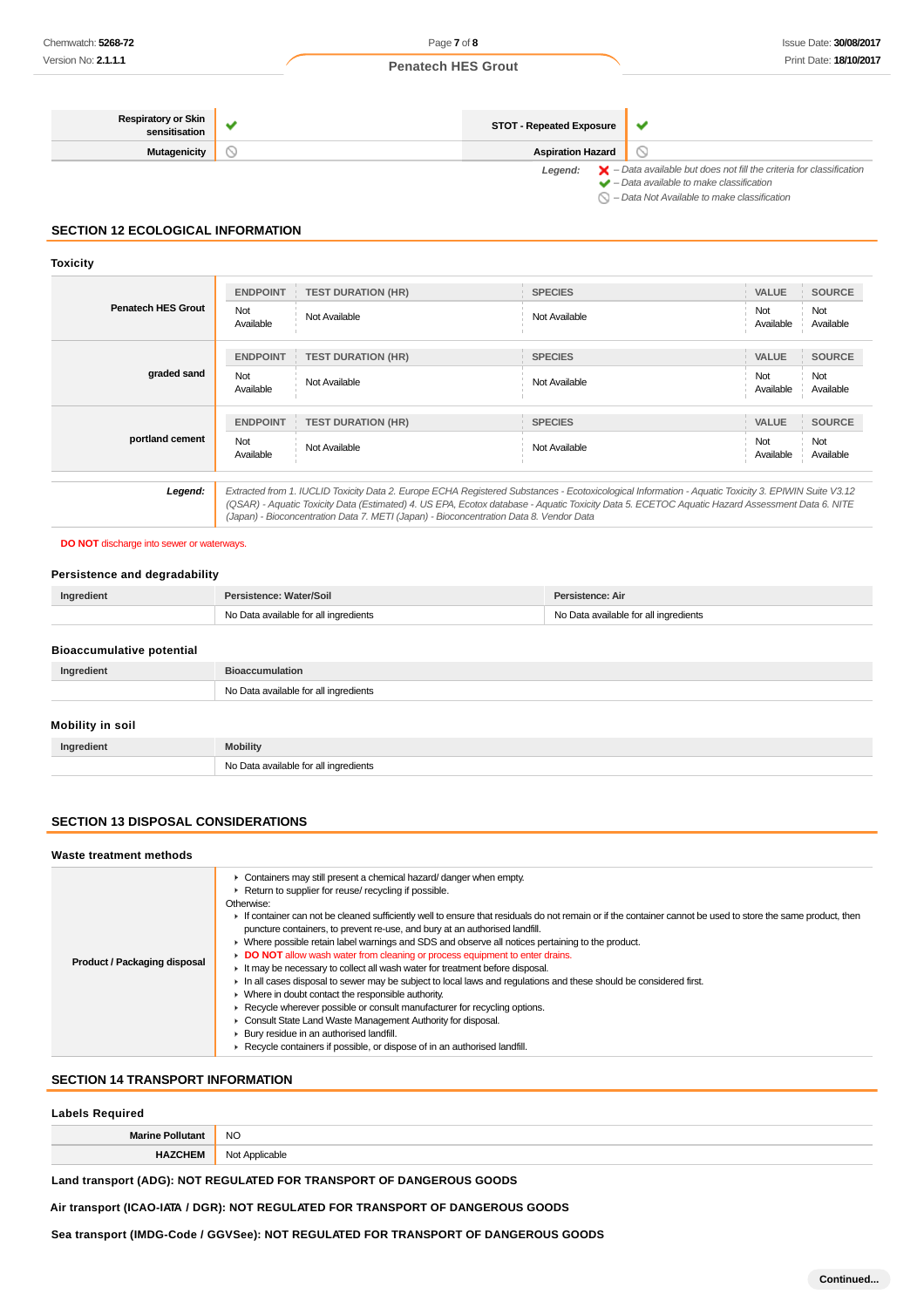| Respiratory or Skin sensitisation | ✔ | STOT - Repeated Exposure | ✔ |
|---|---|---|---|
| Mutagenicity | ⃠ | Aspiration Hazard | ⃠ |

*Legend:* ✘ – Data available but does not fill the criteria for classification
✔ – Data available to make classification
⃠ – Data Not Available to make classification

## SECTION 12 ECOLOGICAL INFORMATION

### Toxicity

| | ENDPOINT | TEST DURATION (HR) | SPECIES | VALUE | SOURCE |
|---|---|---|---|---|---|
| **Penatech HES Grout** | Not Available | Not Available | Not Available | Not Available | Not Available |
| **graded sand** | Not Available | Not Available | Not Available | Not Available | Not Available |
| **portland cement** | Not Available | Not Available | Not Available | Not Available | Not Available |

***Legend:*** *Extracted from 1. IUCLID Toxicity Data 2. Europe ECHA Registered Substances - Ecotoxicological Information - Aquatic Toxicity 3. EPIWIN Suite V3.12 (QSAR) - Aquatic Toxicity Data (Estimated) 4. US EPA, Ecotox database - Aquatic Toxicity Data 5. ECETOC Aquatic Hazard Assessment Data 6. NITE (Japan) - Bioconcentration Data 7. METI (Japan) - Bioconcentration Data 8. Vendor Data*

**DO NOT** discharge into sewer or waterways.

### Persistence and degradability

| Ingredient | Persistence: Water/Soil | Persistence: Air |
|---|---|---|
| | No Data available for all ingredients | No Data available for all ingredients |

### Bioaccumulative potential

| Ingredient | Bioaccumulation |
|---|---|
| | No Data available for all ingredients |

### Mobility in soil

| Ingredient | Mobility |
|---|---|
| | No Data available for all ingredients |

## SECTION 13 DISPOSAL CONSIDERATIONS

### Waste treatment methods

**Product / Packaging disposal**

- Containers may still present a chemical hazard/ danger when empty.
- Return to supplier for reuse/ recycling if possible.

Otherwise:

- If container can not be cleaned sufficiently well to ensure that residuals do not remain or if the container cannot be used to store the same product, then puncture containers, to prevent re-use, and bury at an authorised landfill.
- Where possible retain label warnings and SDS and observe all notices pertaining to the product.
- **DO NOT** allow wash water from cleaning or process equipment to enter drains.
- It may be necessary to collect all wash water for treatment before disposal.
- In all cases disposal to sewer may be subject to local laws and regulations and these should be considered first.
- Where in doubt contact the responsible authority.
- Recycle wherever possible or consult manufacturer for recycling options.
- Consult State Land Waste Management Authority for disposal.
- Bury residue in an authorised landfill.
- Recycle containers if possible, or dispose of in an authorised landfill.

## SECTION 14 TRANSPORT INFORMATION

### Labels Required

| Marine Pollutant | NO |
|---|---|
| HAZCHEM | Not Applicable |

**Land transport (ADG): NOT REGULATED FOR TRANSPORT OF DANGEROUS GOODS**

**Air transport (ICAO-IATA / DGR): NOT REGULATED FOR TRANSPORT OF DANGEROUS GOODS**

**Sea transport (IMDG-Code / GGVSee): NOT REGULATED FOR TRANSPORT OF DANGEROUS GOODS**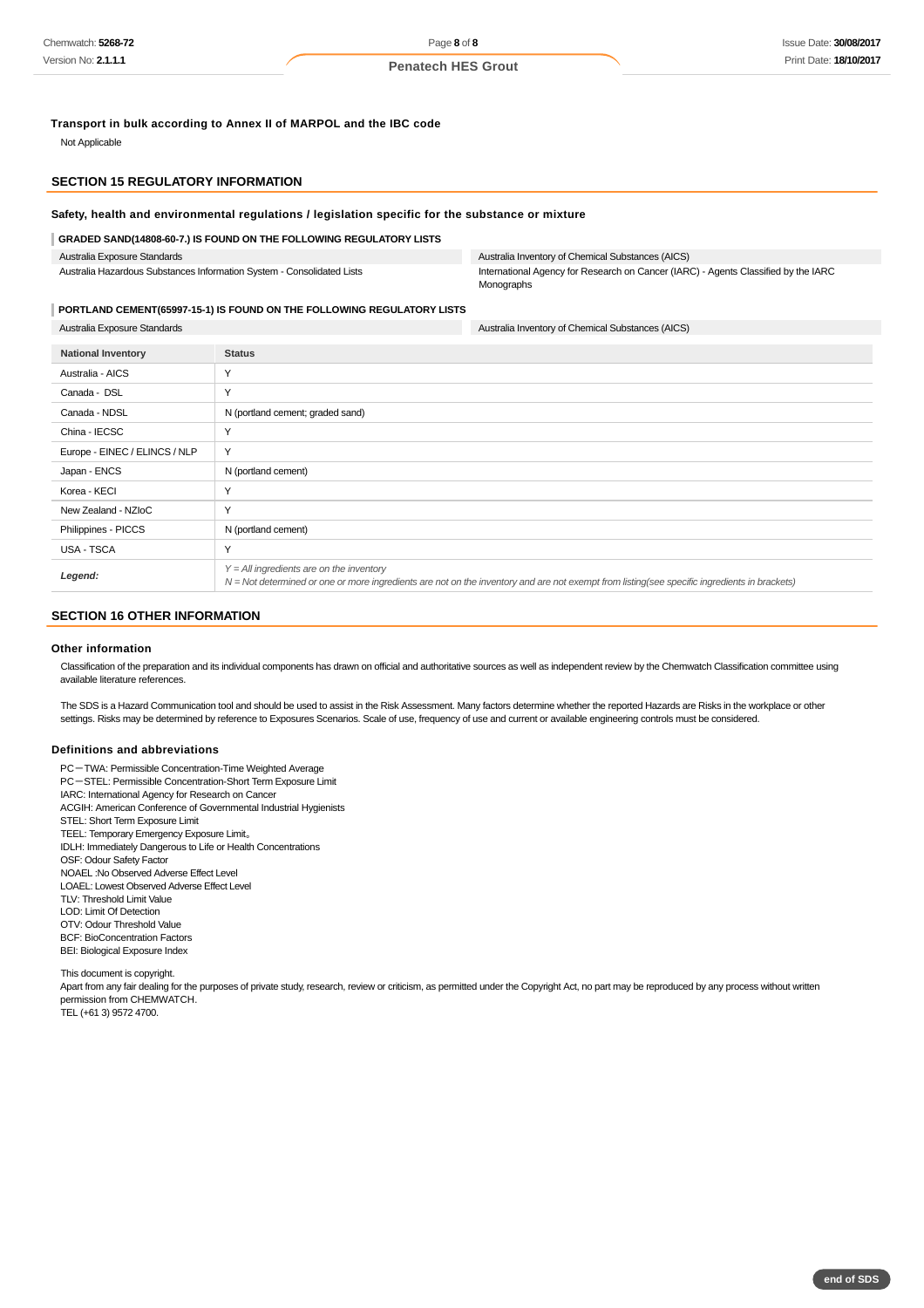**Transport in bulk according to Annex II of MARPOL and the IBC code**

Not Applicable

## SECTION 15 REGULATORY INFORMATION

**Safety, health and environmental regulations / legislation specific for the substance or mixture**

**GRADED SAND(14808-60-7.) IS FOUND ON THE FOLLOWING REGULATORY LISTS**

| | |
|---|---|
| Australia Exposure Standards | Australia Inventory of Chemical Substances (AICS) |
| Australia Hazardous Substances Information System - Consolidated Lists | International Agency for Research on Cancer (IARC) - Agents Classified by the IARC Monographs |

**PORTLAND CEMENT(65997-15-1) IS FOUND ON THE FOLLOWING REGULATORY LISTS**

| | |
|---|---|
| Australia Exposure Standards | Australia Inventory of Chemical Substances (AICS) |

| National Inventory | Status |
|---|---|
| Australia - AICS | Y |
| Canada - DSL | Y |
| Canada - NDSL | N (portland cement; graded sand) |
| China - IECSC | Y |
| Europe - EINEC / ELINCS / NLP | Y |
| Japan - ENCS | N (portland cement) |
| Korea - KECI | Y |
| New Zealand - NZIoC | Y |
| Philippines - PICCS | N (portland cement) |
| USA - TSCA | Y |
| ***Legend:*** | *Y = All ingredients are on the inventory*<br>*N = Not determined or one or more ingredients are not on the inventory and are not exempt from listing(see specific ingredients in brackets)* |

## SECTION 16 OTHER INFORMATION

### Other information

Classification of the preparation and its individual components has drawn on official and authoritative sources as well as independent review by the Chemwatch Classification committee using available literature references.

The SDS is a Hazard Communication tool and should be used to assist in the Risk Assessment. Many factors determine whether the reported Hazards are Risks in the workplace or other settings. Risks may be determined by reference to Exposures Scenarios. Scale of use, frequency of use and current or available engineering controls must be considered.

### Definitions and abbreviations

PC－TWA: Permissible Concentration-Time Weighted Average
PC－STEL: Permissible Concentration-Short Term Exposure Limit
IARC: International Agency for Research on Cancer
ACGIH: American Conference of Governmental Industrial Hygienists
STEL: Short Term Exposure Limit
TEEL: Temporary Emergency Exposure Limit。
IDLH: Immediately Dangerous to Life or Health Concentrations
OSF: Odour Safety Factor
NOAEL :No Observed Adverse Effect Level
LOAEL: Lowest Observed Adverse Effect Level
TLV: Threshold Limit Value
LOD: Limit Of Detection
OTV: Odour Threshold Value
BCF: BioConcentration Factors
BEI: Biological Exposure Index

This document is copyright.
Apart from any fair dealing for the purposes of private study, research, review or criticism, as permitted under the Copyright Act, no part may be reproduced by any process without written permission from CHEMWATCH.
TEL (+61 3) 9572 4700.

end of SDS